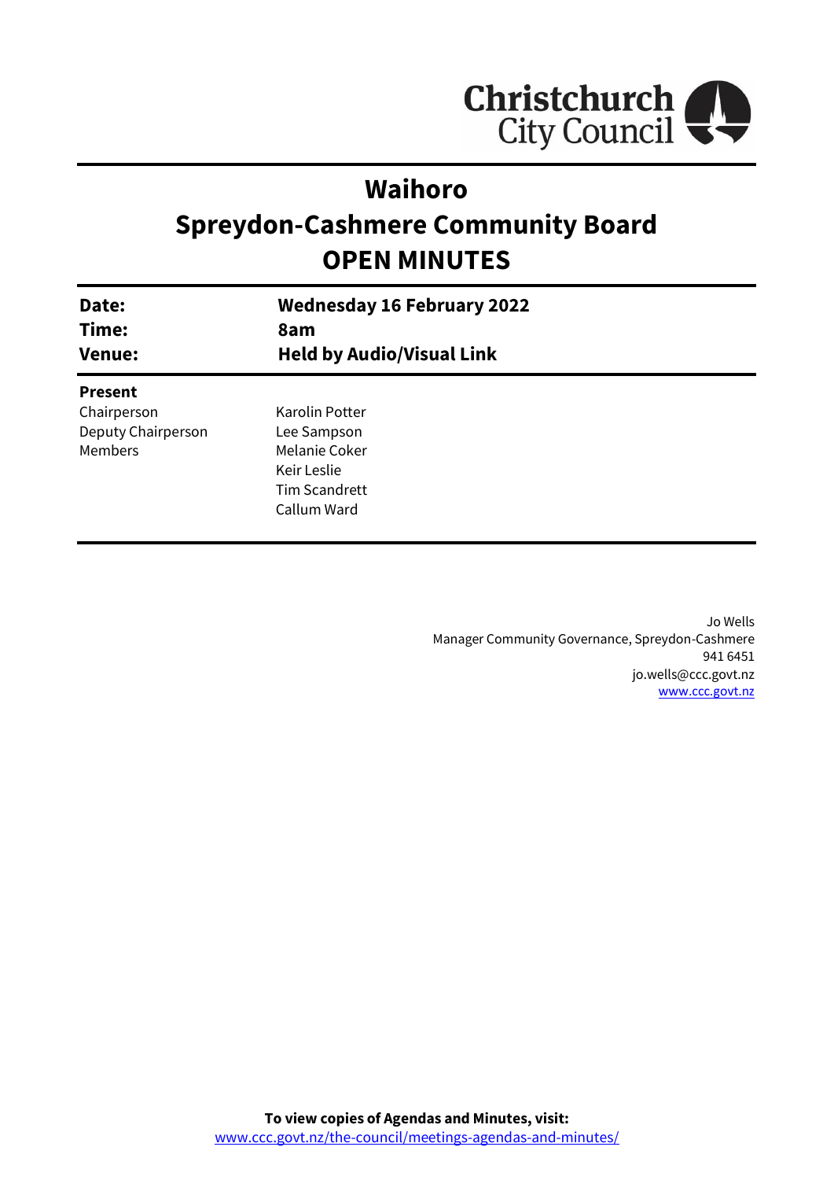Christchurch City Council

# Waihoro
# Spreydon-Cashmere Community Board
# OPEN MINUTES

| | |
|---|---|
| **Date:** | **Wednesday 16 February 2022** |
| **Time:** | **8am** |
| **Venue:** | **Held by Audio/Visual Link** |

**Present**

| | |
|---|---|
| Chairperson | Karolin Potter |
| Deputy Chairperson | Lee Sampson |
| Members | Melanie Coker |
| | Keir Leslie |
| | Tim Scandrett |
| | Callum Ward |

Jo Wells
Manager Community Governance, Spreydon-Cashmere
941 6451
jo.wells@ccc.govt.nz
www.ccc.govt.nz

**To view copies of Agendas and Minutes, visit:**
www.ccc.govt.nz/the-council/meetings-agendas-and-minutes/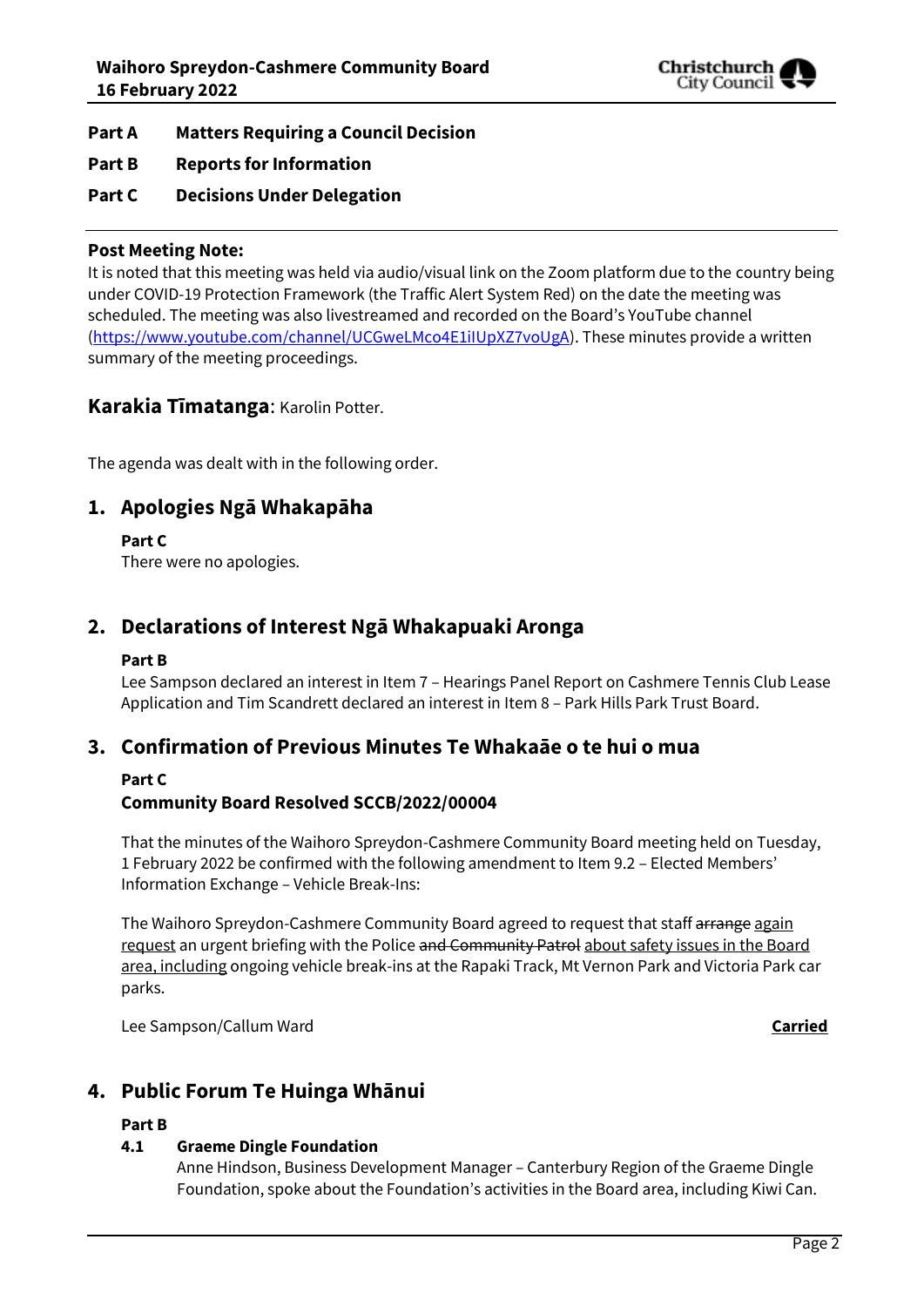**Part A** Matters Requiring a Council Decision

**Part B** Reports for Information

**Part C** Decisions Under Delegation

---

**Post Meeting Note:**
It is noted that this meeting was held via audio/visual link on the Zoom platform due to the country being under COVID-19 Protection Framework (the Traffic Alert System Red) on the date the meeting was scheduled. The meeting was also livestreamed and recorded on the Board's YouTube channel (https://www.youtube.com/channel/UCGweLMco4E1iIUpXZ7voUgA). These minutes provide a written summary of the meeting proceedings.

## Karakia Tīmatanga: Karolin Potter.

The agenda was dealt with in the following order.

## 1. Apologies Ngā Whakapāha

**Part C**
There were no apologies.

## 2. Declarations of Interest Ngā Whakapuaki Aronga

**Part B**
Lee Sampson declared an interest in Item 7 – Hearings Panel Report on Cashmere Tennis Club Lease Application and Tim Scandrett declared an interest in Item 8 – Park Hills Park Trust Board.

## 3. Confirmation of Previous Minutes Te Whakaāe o te hui o mua

**Part C**
**Community Board Resolved SCCB/2022/00004**

That the minutes of the Waihoro Spreydon-Cashmere Community Board meeting held on Tuesday, 1 February 2022 be confirmed with the following amendment to Item 9.2 – Elected Members' Information Exchange – Vehicle Break-Ins:

The Waihoro Spreydon-Cashmere Community Board agreed to request that staff ~~arrange~~ again request an urgent briefing with the Police ~~and Community Patrol~~ about safety issues in the Board area, including ongoing vehicle break-ins at the Rapaki Track, Mt Vernon Park and Victoria Park car parks.

Lee Sampson/Callum Ward **Carried**

## 4. Public Forum Te Huinga Whānui

**Part B**

**4.1 Graeme Dingle Foundation**
Anne Hindson, Business Development Manager – Canterbury Region of the Graeme Dingle Foundation, spoke about the Foundation's activities in the Board area, including Kiwi Can.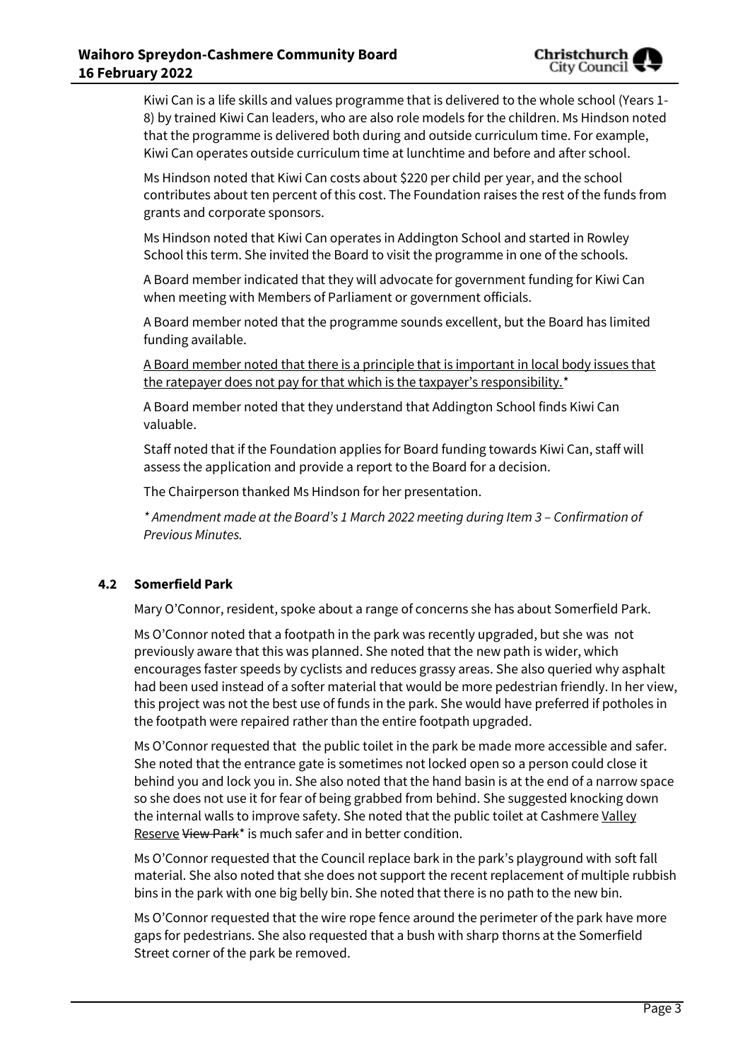Kiwi Can is a life skills and values programme that is delivered to the whole school (Years 1-8) by trained Kiwi Can leaders, who are also role models for the children. Ms Hindson noted that the programme is delivered both during and outside curriculum time. For example, Kiwi Can operates outside curriculum time at lunchtime and before and after school.

Ms Hindson noted that Kiwi Can costs about $220 per child per year, and the school contributes about ten percent of this cost. The Foundation raises the rest of the funds from grants and corporate sponsors.

Ms Hindson noted that Kiwi Can operates in Addington School and started in Rowley School this term. She invited the Board to visit the programme in one of the schools.

A Board member indicated that they will advocate for government funding for Kiwi Can when meeting with Members of Parliament or government officials.

A Board member noted that the programme sounds excellent, but the Board has limited funding available.

<u>A Board member noted that there is a principle that is important in local body issues that the ratepayer does not pay for that which is the taxpayer's responsibility.</u>*

A Board member noted that they understand that Addington School finds Kiwi Can valuable.

Staff noted that if the Foundation applies for Board funding towards Kiwi Can, staff will assess the application and provide a report to the Board for a decision.

The Chairperson thanked Ms Hindson for her presentation.

*\* Amendment made at the Board's 1 March 2022 meeting during Item 3 – Confirmation of Previous Minutes.*

### 4.2 Somerfield Park

Mary O'Connor, resident, spoke about a range of concerns she has about Somerfield Park.

Ms O'Connor noted that a footpath in the park was recently upgraded, but she was not previously aware that this was planned. She noted that the new path is wider, which encourages faster speeds by cyclists and reduces grassy areas. She also queried why asphalt had been used instead of a softer material that would be more pedestrian friendly. In her view, this project was not the best use of funds in the park. She would have preferred if potholes in the footpath were repaired rather than the entire footpath upgraded.

Ms O'Connor requested that the public toilet in the park be made more accessible and safer. She noted that the entrance gate is sometimes not locked open so a person could close it behind you and lock you in. She also noted that the hand basin is at the end of a narrow space so she does not use it for fear of being grabbed from behind. She suggested knocking down the internal walls to improve safety. She noted that the public toilet at Cashmere <u>Valley Reserve</u> ~~View Park~~* is much safer and in better condition.

Ms O'Connor requested that the Council replace bark in the park's playground with soft fall material. She also noted that she does not support the recent replacement of multiple rubbish bins in the park with one big belly bin. She noted that there is no path to the new bin.

Ms O'Connor requested that the wire rope fence around the perimeter of the park have more gaps for pedestrians. She also requested that a bush with sharp thorns at the Somerfield Street corner of the park be removed.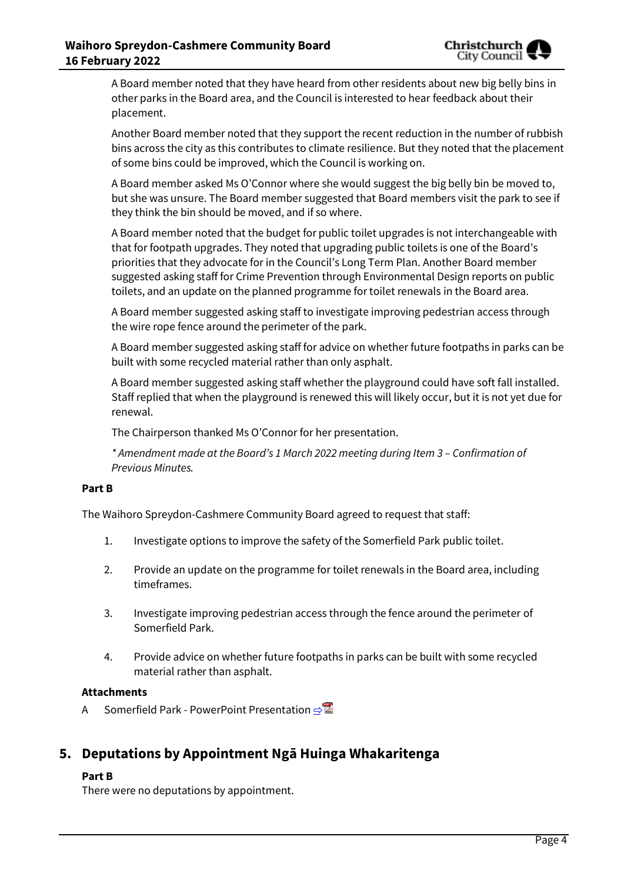A Board member noted that they have heard from other residents about new big belly bins in other parks in the Board area, and the Council is interested to hear feedback about their placement.

Another Board member noted that they support the recent reduction in the number of rubbish bins across the city as this contributes to climate resilience. But they noted that the placement of some bins could be improved, which the Council is working on.

A Board member asked Ms O'Connor where she would suggest the big belly bin be moved to, but she was unsure. The Board member suggested that Board members visit the park to see if they think the bin should be moved, and if so where.

A Board member noted that the budget for public toilet upgrades is not interchangeable with that for footpath upgrades. They noted that upgrading public toilets is one of the Board's priorities that they advocate for in the Council's Long Term Plan. Another Board member suggested asking staff for Crime Prevention through Environmental Design reports on public toilets, and an update on the planned programme for toilet renewals in the Board area.

A Board member suggested asking staff to investigate improving pedestrian access through the wire rope fence around the perimeter of the park.

A Board member suggested asking staff for advice on whether future footpaths in parks can be built with some recycled material rather than only asphalt.

A Board member suggested asking staff whether the playground could have soft fall installed. Staff replied that when the playground is renewed this will likely occur, but it is not yet due for renewal.

The Chairperson thanked Ms O'Connor for her presentation.

*\* Amendment made at the Board's 1 March 2022 meeting during Item 3 – Confirmation of Previous Minutes.*

**Part B**

The Waihoro Spreydon-Cashmere Community Board agreed to request that staff:

1. Investigate options to improve the safety of the Somerfield Park public toilet.
2. Provide an update on the programme for toilet renewals in the Board area, including timeframes.
3. Investigate improving pedestrian access through the fence around the perimeter of Somerfield Park.
4. Provide advice on whether future footpaths in parks can be built with some recycled material rather than asphalt.

**Attachments**

A Somerfield Park - PowerPoint Presentation ⇨

## 5. Deputations by Appointment Ngā Huinga Whakaritenga

**Part B**

There were no deputations by appointment.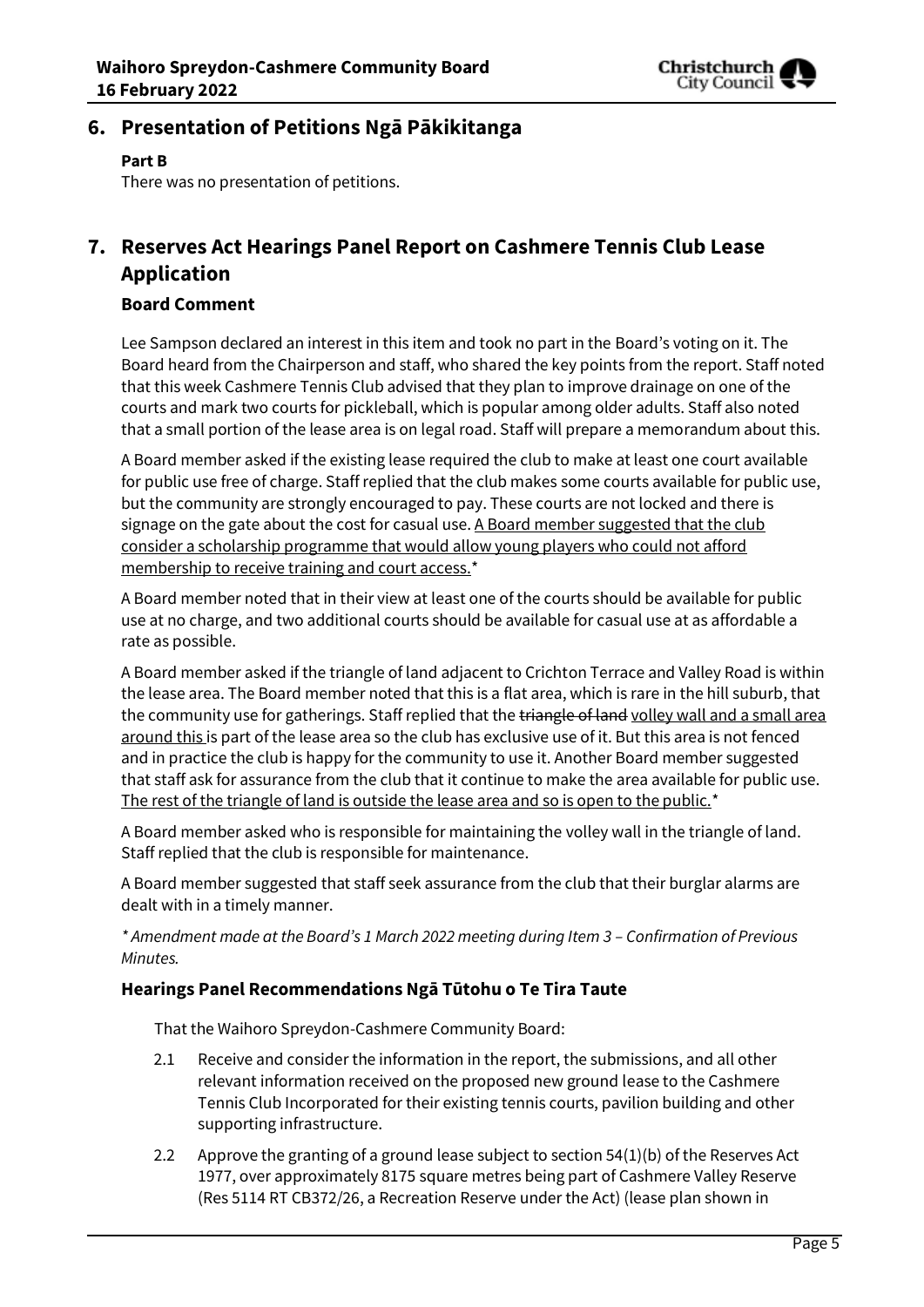## 6. Presentation of Petitions Ngā Pākikitanga

**Part B**

There was no presentation of petitions.

## 7. Reserves Act Hearings Panel Report on Cashmere Tennis Club Lease Application

### Board Comment

Lee Sampson declared an interest in this item and took no part in the Board's voting on it. The Board heard from the Chairperson and staff, who shared the key points from the report. Staff noted that this week Cashmere Tennis Club advised that they plan to improve drainage on one of the courts and mark two courts for pickleball, which is popular among older adults. Staff also noted that a small portion of the lease area is on legal road. Staff will prepare a memorandum about this.

A Board member asked if the existing lease required the club to make at least one court available for public use free of charge. Staff replied that the club makes some courts available for public use, but the community are strongly encouraged to pay. These courts are not locked and there is signage on the gate about the cost for casual use. <u>A Board member suggested that the club consider a scholarship programme that would allow young players who could not afford membership to receive training and court access.</u>*

A Board member noted that in their view at least one of the courts should be available for public use at no charge, and two additional courts should be available for casual use at as affordable a rate as possible.

A Board member asked if the triangle of land adjacent to Crichton Terrace and Valley Road is within the lease area. The Board member noted that this is a flat area, which is rare in the hill suburb, that the community use for gatherings. Staff replied that the ~~triangle of land~~ <u>volley wall and a small area around this</u> is part of the lease area so the club has exclusive use of it. But this area is not fenced and in practice the club is happy for the community to use it. Another Board member suggested that staff ask for assurance from the club that it continue to make the area available for public use. <u>The rest of the triangle of land is outside the lease area and so is open to the public.</u>*

A Board member asked who is responsible for maintaining the volley wall in the triangle of land. Staff replied that the club is responsible for maintenance.

A Board member suggested that staff seek assurance from the club that their burglar alarms are dealt with in a timely manner.

*\* Amendment made at the Board's 1 March 2022 meeting during Item 3 – Confirmation of Previous Minutes.*

### Hearings Panel Recommendations Ngā Tūtohu o Te Tira Taute

That the Waihoro Spreydon-Cashmere Community Board:

2.1 Receive and consider the information in the report, the submissions, and all other relevant information received on the proposed new ground lease to the Cashmere Tennis Club Incorporated for their existing tennis courts, pavilion building and other supporting infrastructure.

2.2 Approve the granting of a ground lease subject to section 54(1)(b) of the Reserves Act 1977, over approximately 8175 square metres being part of Cashmere Valley Reserve (Res 5114 RT CB372/26, a Recreation Reserve under the Act) (lease plan shown in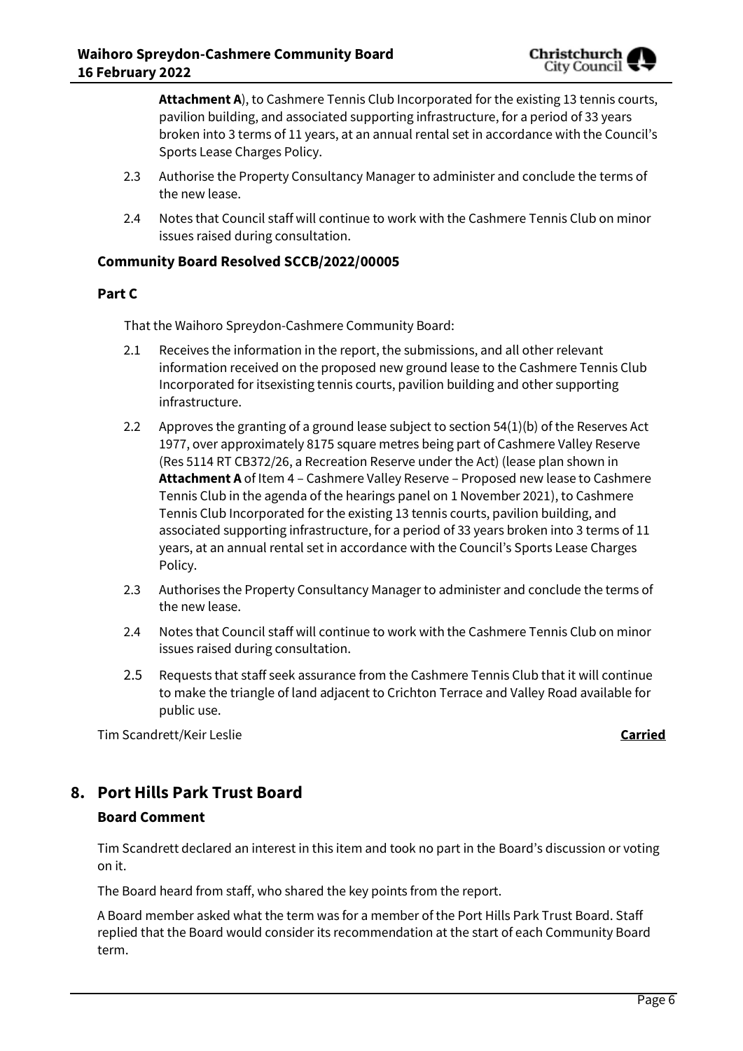**Attachment A**), to Cashmere Tennis Club Incorporated for the existing 13 tennis courts, pavilion building, and associated supporting infrastructure, for a period of 33 years broken into 3 terms of 11 years, at an annual rental set in accordance with the Council's Sports Lease Charges Policy.

2.3 Authorise the Property Consultancy Manager to administer and conclude the terms of the new lease.

2.4 Notes that Council staff will continue to work with the Cashmere Tennis Club on minor issues raised during consultation.

**Community Board Resolved SCCB/2022/00005**

**Part C**

That the Waihoro Spreydon-Cashmere Community Board:

2.1 Receives the information in the report, the submissions, and all other relevant information received on the proposed new ground lease to the Cashmere Tennis Club Incorporated for itsexisting tennis courts, pavilion building and other supporting infrastructure.

2.2 Approves the granting of a ground lease subject to section 54(1)(b) of the Reserves Act 1977, over approximately 8175 square metres being part of Cashmere Valley Reserve (Res 5114 RT CB372/26, a Recreation Reserve under the Act) (lease plan shown in **Attachment A** of Item 4 – Cashmere Valley Reserve – Proposed new lease to Cashmere Tennis Club in the agenda of the hearings panel on 1 November 2021), to Cashmere Tennis Club Incorporated for the existing 13 tennis courts, pavilion building, and associated supporting infrastructure, for a period of 33 years broken into 3 terms of 11 years, at an annual rental set in accordance with the Council's Sports Lease Charges Policy.

2.3 Authorises the Property Consultancy Manager to administer and conclude the terms of the new lease.

2.4 Notes that Council staff will continue to work with the Cashmere Tennis Club on minor issues raised during consultation.

2.5 Requests that staff seek assurance from the Cashmere Tennis Club that it will continue to make the triangle of land adjacent to Crichton Terrace and Valley Road available for public use.

Tim Scandrett/Keir Leslie **Carried**

## 8. Port Hills Park Trust Board

### Board Comment

Tim Scandrett declared an interest in this item and took no part in the Board's discussion or voting on it.

The Board heard from staff, who shared the key points from the report.

A Board member asked what the term was for a member of the Port Hills Park Trust Board. Staff replied that the Board would consider its recommendation at the start of each Community Board term.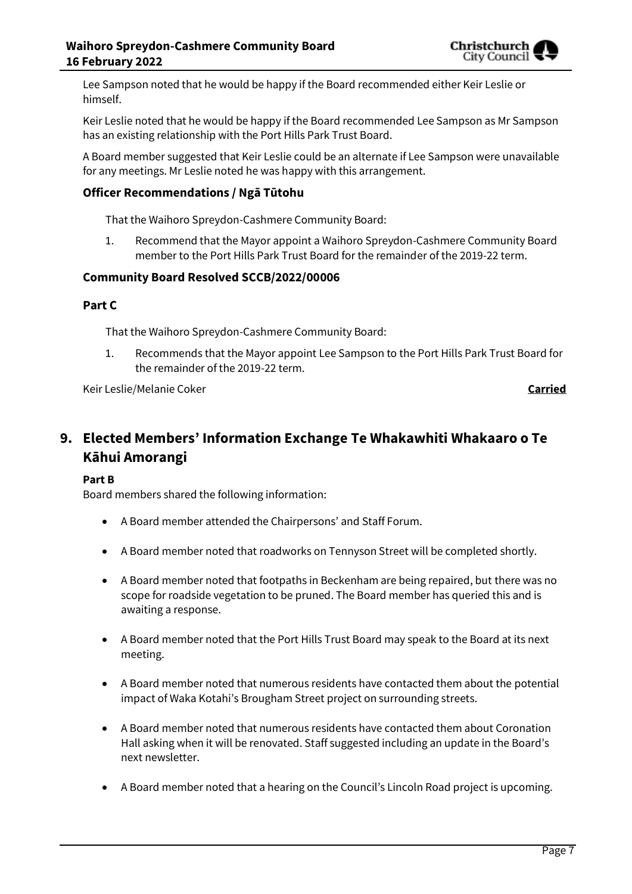Lee Sampson noted that he would be happy if the Board recommended either Keir Leslie or himself.

Keir Leslie noted that he would be happy if the Board recommended Lee Sampson as Mr Sampson has an existing relationship with the Port Hills Park Trust Board.

A Board member suggested that Keir Leslie could be an alternate if Lee Sampson were unavailable for any meetings. Mr Leslie noted he was happy with this arrangement.

### Officer Recommendations / Ngā Tūtohu

That the Waihoro Spreydon-Cashmere Community Board:

1. Recommend that the Mayor appoint a Waihoro Spreydon-Cashmere Community Board member to the Port Hills Park Trust Board for the remainder of the 2019-22 term.

### Community Board Resolved SCCB/2022/00006

### Part C

That the Waihoro Spreydon-Cashmere Community Board:

1. Recommends that the Mayor appoint Lee Sampson to the Port Hills Park Trust Board for the remainder of the 2019-22 term.

Keir Leslie/Melanie Coker **Carried**

## 9. Elected Members' Information Exchange Te Whakawhiti Whakaaro o Te Kāhui Amorangi

**Part B**

Board members shared the following information:

- A Board member attended the Chairpersons' and Staff Forum.
- A Board member noted that roadworks on Tennyson Street will be completed shortly.
- A Board member noted that footpaths in Beckenham are being repaired, but there was no scope for roadside vegetation to be pruned. The Board member has queried this and is awaiting a response.
- A Board member noted that the Port Hills Trust Board may speak to the Board at its next meeting.
- A Board member noted that numerous residents have contacted them about the potential impact of Waka Kotahi's Brougham Street project on surrounding streets.
- A Board member noted that numerous residents have contacted them about Coronation Hall asking when it will be renovated. Staff suggested including an update in the Board's next newsletter.
- A Board member noted that a hearing on the Council's Lincoln Road project is upcoming.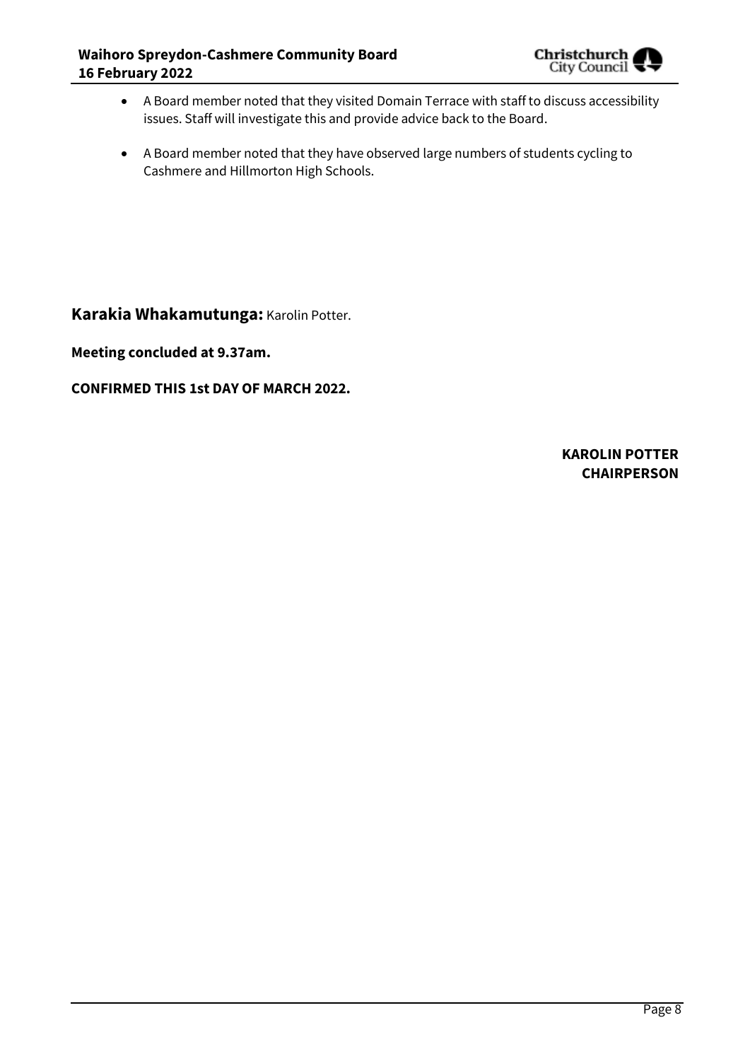- A Board member noted that they visited Domain Terrace with staff to discuss accessibility issues. Staff will investigate this and provide advice back to the Board.
- A Board member noted that they have observed large numbers of students cycling to Cashmere and Hillmorton High Schools.

**Karakia Whakamutunga:** Karolin Potter.

**Meeting concluded at 9.37am.**

**CONFIRMED THIS 1st DAY OF MARCH 2022.**

**KAROLIN POTTER**
**CHAIRPERSON**